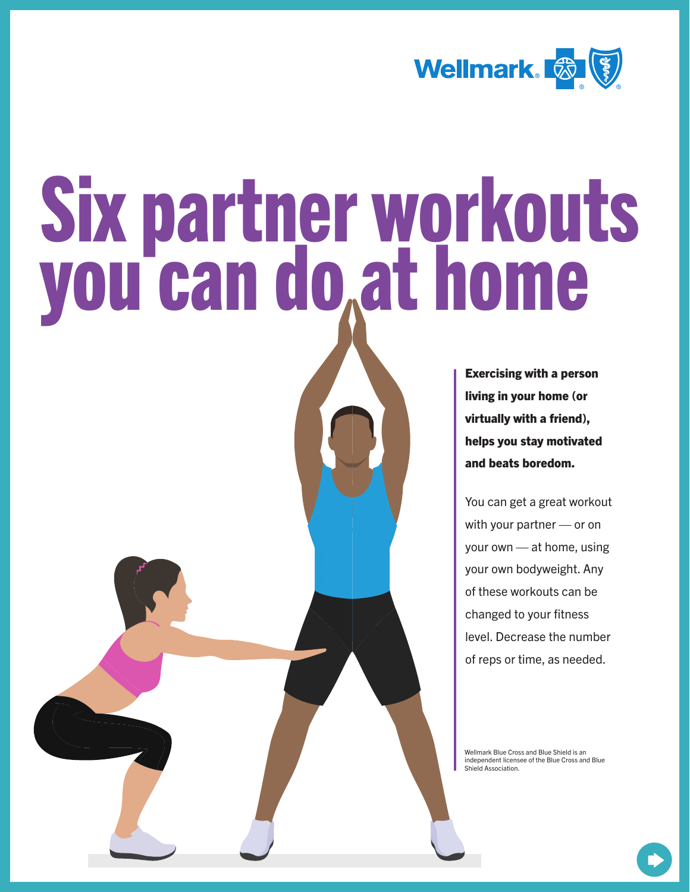Wellmark

# Six partner workouts you can do at home

**Exercising with a person living in your home (or virtually with a friend), helps you stay motivated and beats boredom.**

You can get a great workout with your partner — or on your own — at home, using your own bodyweight. Any of these workouts can be changed to your fitness level. Decrease the number of reps or time, as needed.

Wellmark Blue Cross and Blue Shield is an independent licensee of the Blue Cross and Blue Shield Association.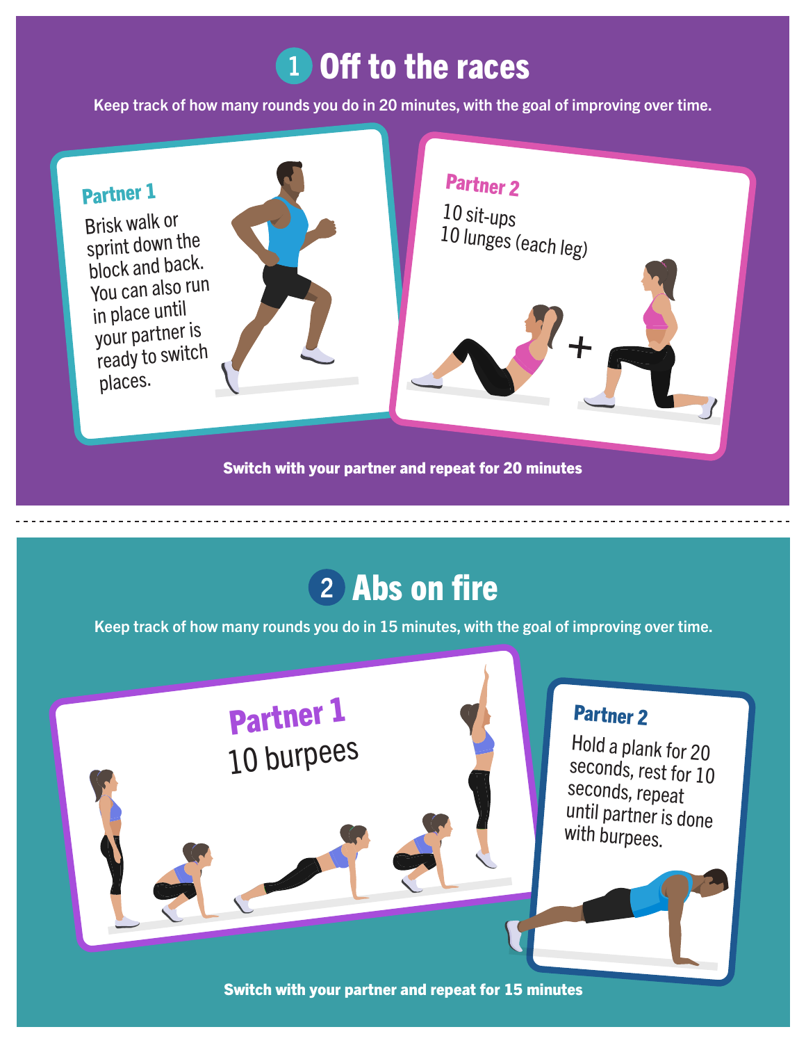## 1 Off to the races

**Keep track of how many rounds you do in 20 minutes, with the goal of improving over time.**

### Partner 1

Brisk walk or sprint down the block and back. You can also run in place until your partner is ready to switch places.

### Partner 2

10 sit-ups
10 lunges (each leg)

**Switch with your partner and repeat for 20 minutes**

---

## 2 Abs on fire

**Keep track of how many rounds you do in 15 minutes, with the goal of improving over time.**

### Partner 1

10 burpees

### Partner 2

Hold a plank for 20 seconds, rest for 10 seconds, repeat until partner is done with burpees.

**Switch with your partner and repeat for 15 minutes**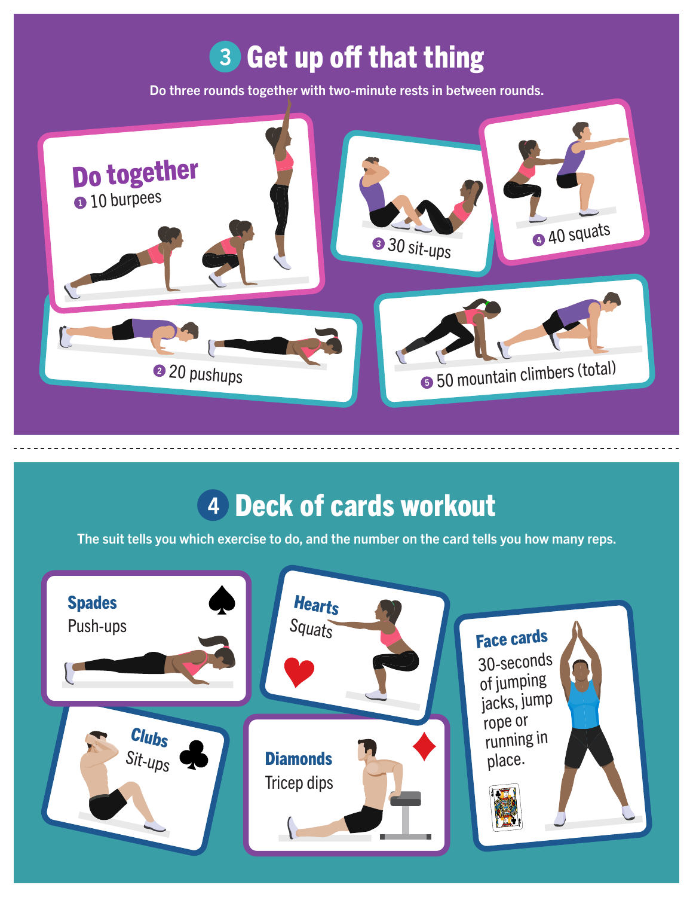## 3 Get up off that thing

Do three rounds together with two-minute rests in between rounds.

**Do together**

1. 10 burpees
2. 20 pushups
3. 30 sit-ups
4. 40 squats
5. 50 mountain climbers (total)

## 4 Deck of cards workout

The suit tells you which exercise to do, and the number on the card tells you how many reps.

**Spades** ♠
Push-ups

**Hearts** ♥
Squats

**Clubs** ♣
Sit-ups

**Diamonds** ♦
Tricep dips

**Face cards**
30-seconds of jumping jacks, jump rope or running in place.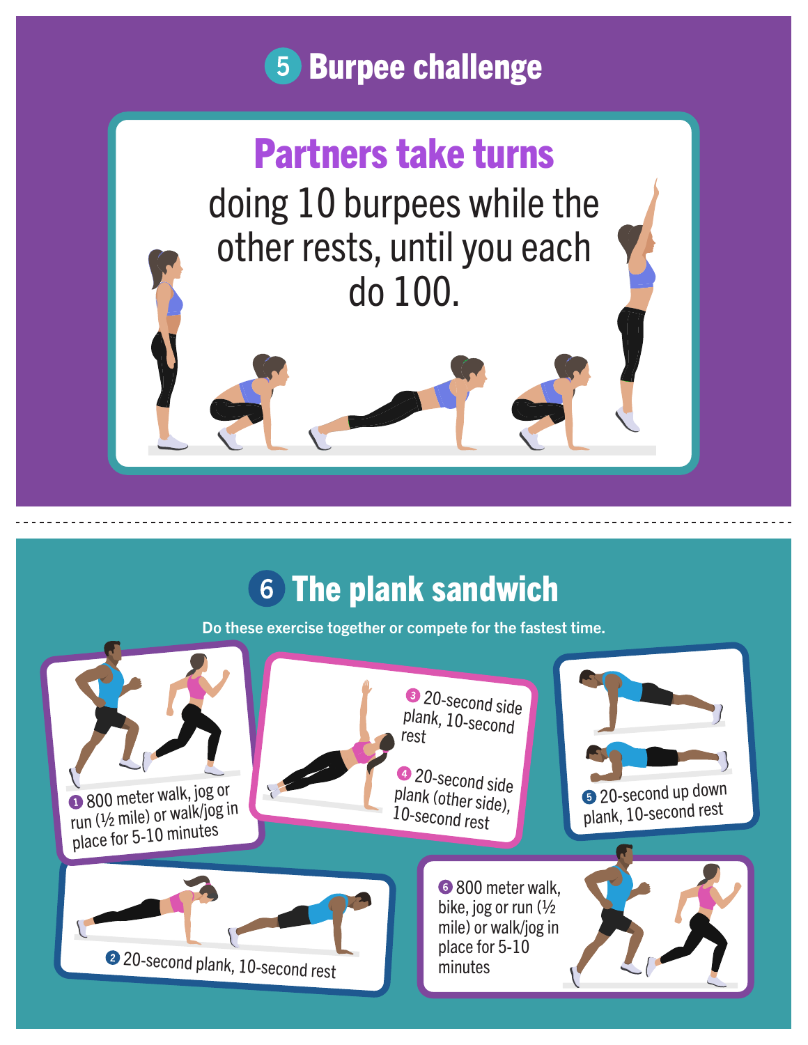## 5 Burpee challenge

**Partners take turns** doing 10 burpees while the other rests, until you each do 100.

## 6 The plank sandwich

**Do these exercise together or compete for the fastest time.**

1. 800 meter walk, jog or run (½ mile) or walk/jog in place for 5-10 minutes
2. 20-second plank, 10-second rest
3. 20-second side plank, 10-second rest
4. 20-second side plank (other side), 10-second rest
5. 20-second up down plank, 10-second rest
6. 800 meter walk, bike, jog or run (½ mile) or walk/jog in place for 5-10 minutes